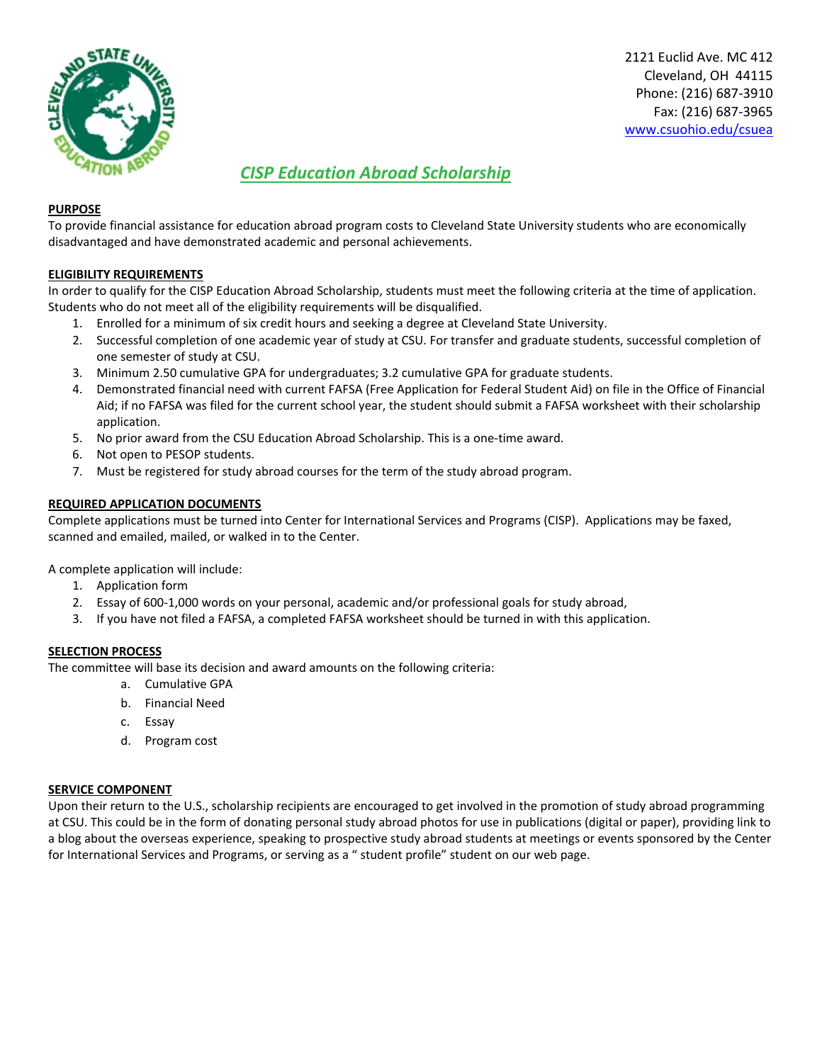2121 Euclid Ave. MC 412
Cleveland, OH 44115
Phone: (216) 687-3910
Fax: (216) 687-3965
www.csuohio.edu/csuea

# *CISP Education Abroad Scholarship*

**PURPOSE**

To provide financial assistance for education abroad program costs to Cleveland State University students who are economically disadvantaged and have demonstrated academic and personal achievements.

**ELIGIBILITY REQUIREMENTS**

In order to qualify for the CISP Education Abroad Scholarship, students must meet the following criteria at the time of application. Students who do not meet all of the eligibility requirements will be disqualified.

1. Enrolled for a minimum of six credit hours and seeking a degree at Cleveland State University.
2. Successful completion of one academic year of study at CSU. For transfer and graduate students, successful completion of one semester of study at CSU.
3. Minimum 2.50 cumulative GPA for undergraduates; 3.2 cumulative GPA for graduate students.
4. Demonstrated financial need with current FAFSA (Free Application for Federal Student Aid) on file in the Office of Financial Aid; if no FAFSA was filed for the current school year, the student should submit a FAFSA worksheet with their scholarship application.
5. No prior award from the CSU Education Abroad Scholarship. This is a one-time award.
6. Not open to PESOP students.
7. Must be registered for study abroad courses for the term of the study abroad program.

**REQUIRED APPLICATION DOCUMENTS**

Complete applications must be turned into Center for International Services and Programs (CISP). Applications may be faxed, scanned and emailed, mailed, or walked in to the Center.

A complete application will include:

1. Application form
2. Essay of 600-1,000 words on your personal, academic and/or professional goals for study abroad,
3. If you have not filed a FAFSA, a completed FAFSA worksheet should be turned in with this application.

**SELECTION PROCESS**

The committee will base its decision and award amounts on the following criteria:

a. Cumulative GPA
b. Financial Need
c. Essay
d. Program cost

**SERVICE COMPONENT**

Upon their return to the U.S., scholarship recipients are encouraged to get involved in the promotion of study abroad programming at CSU. This could be in the form of donating personal study abroad photos for use in publications (digital or paper), providing link to a blog about the overseas experience, speaking to prospective study abroad students at meetings or events sponsored by the Center for International Services and Programs, or serving as a " student profile" student on our web page.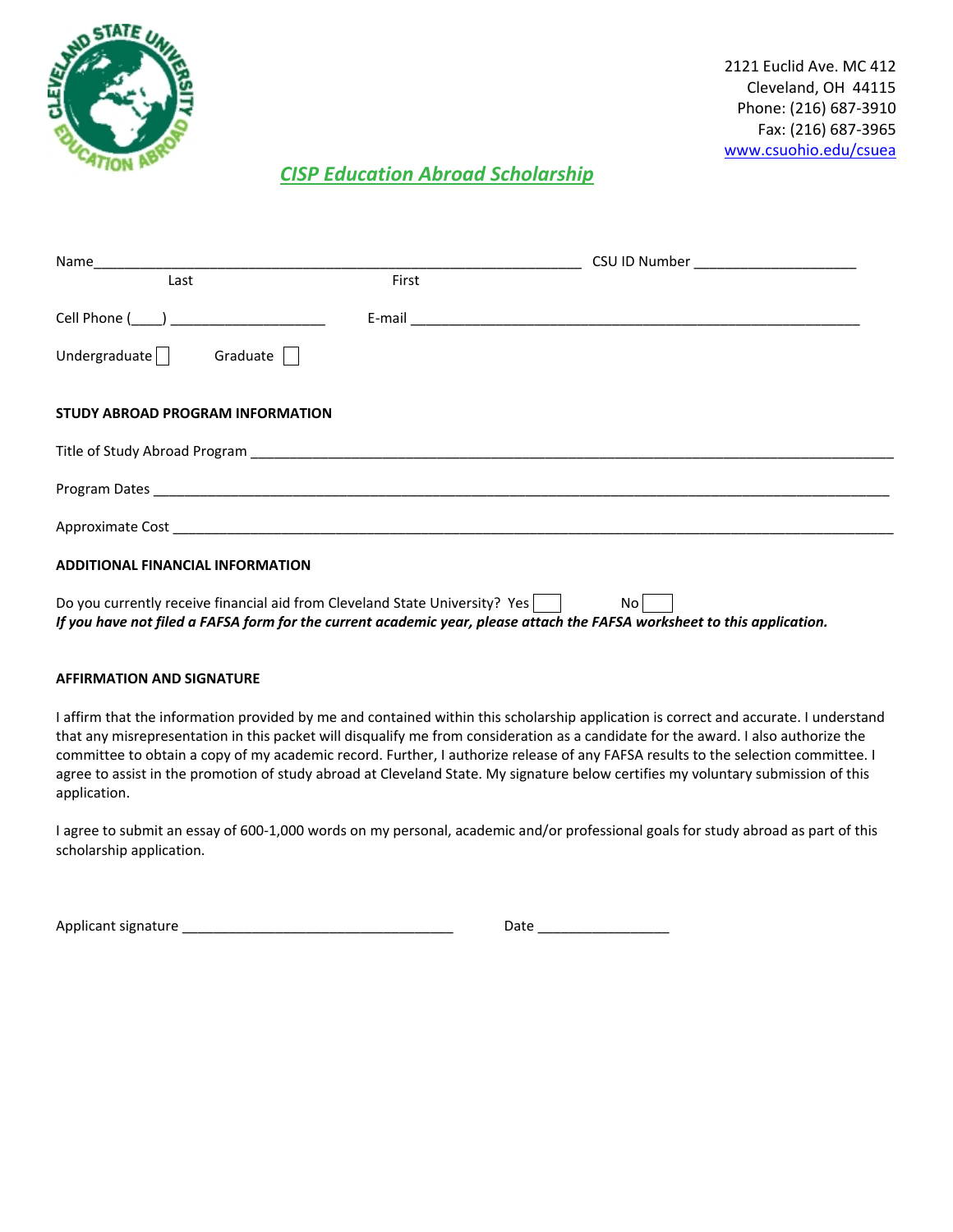2121 Euclid Ave. MC 412
Cleveland, OH 44115
Phone: (216) 687-3910
Fax: (216) 687-3965
www.csuohio.edu/csuea

# *CISP Education Abroad Scholarship*

Name_______________________________________________________________ CSU ID Number ____________________
Last First

Cell Phone (____) ____________________ E-mail ___________________________________________________________

Undergraduate ☐ Graduate ☐

**STUDY ABROAD PROGRAM INFORMATION**

Title of Study Abroad Program ______________________________________________________________________________

Program Dates ______________________________________________________________________________________

Approximate Cost ____________________________________________________________________________________

**ADDITIONAL FINANCIAL INFORMATION**

Do you currently receive financial aid from Cleveland State University? Yes ☐ No ☐

***If you have not filed a FAFSA form for the current academic year, please attach the FAFSA worksheet to this application.***

**AFFIRMATION AND SIGNATURE**

I affirm that the information provided by me and contained within this scholarship application is correct and accurate. I understand that any misrepresentation in this packet will disqualify me from consideration as a candidate for the award. I also authorize the committee to obtain a copy of my academic record. Further, I authorize release of any FAFSA results to the selection committee. I agree to assist in the promotion of study abroad at Cleveland State. My signature below certifies my voluntary submission of this application.

I agree to submit an essay of 600-1,000 words on my personal, academic and/or professional goals for study abroad as part of this scholarship application.

Applicant signature ___________________________________ Date _________________